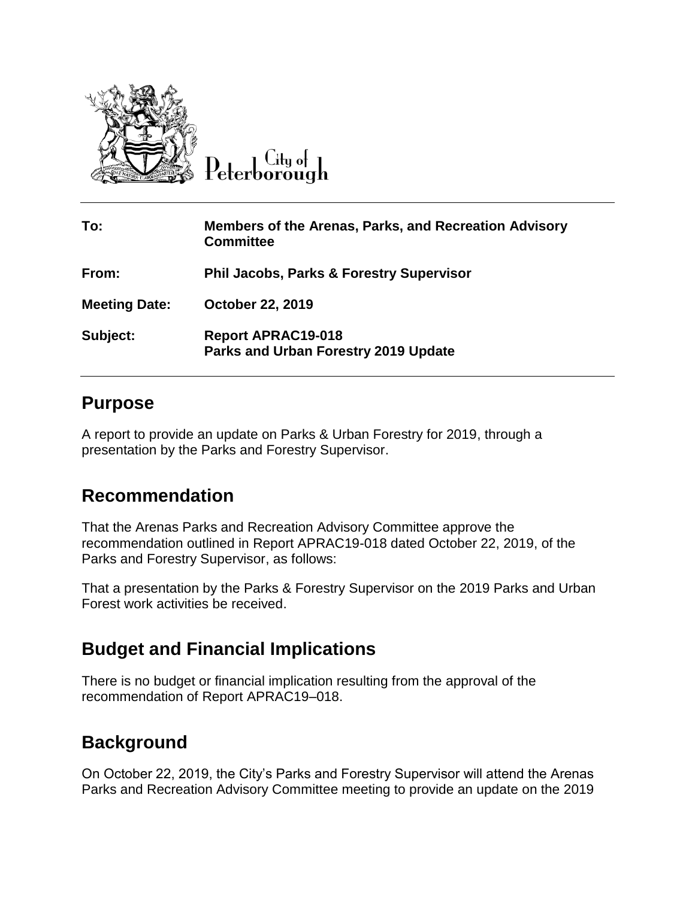City of Peterborough

| To: | Members of the Arenas, Parks, and Recreation Advisory Committee |
| --- | --- |
| From: | Phil Jacobs, Parks & Forestry Supervisor |
| Meeting Date: | October 22, 2019 |
| Subject: | Report APRAC19-018<br>Parks and Urban Forestry 2019 Update |

## Purpose

A report to provide an update on Parks & Urban Forestry for 2019, through a presentation by the Parks and Forestry Supervisor.

## Recommendation

That the Arenas Parks and Recreation Advisory Committee approve the recommendation outlined in Report APRAC19-018 dated October 22, 2019, of the Parks and Forestry Supervisor, as follows:

That a presentation by the Parks & Forestry Supervisor on the 2019 Parks and Urban Forest work activities be received.

## Budget and Financial Implications

There is no budget or financial implication resulting from the approval of the recommendation of Report APRAC19–018.

## Background

On October 22, 2019, the City's Parks and Forestry Supervisor will attend the Arenas Parks and Recreation Advisory Committee meeting to provide an update on the 2019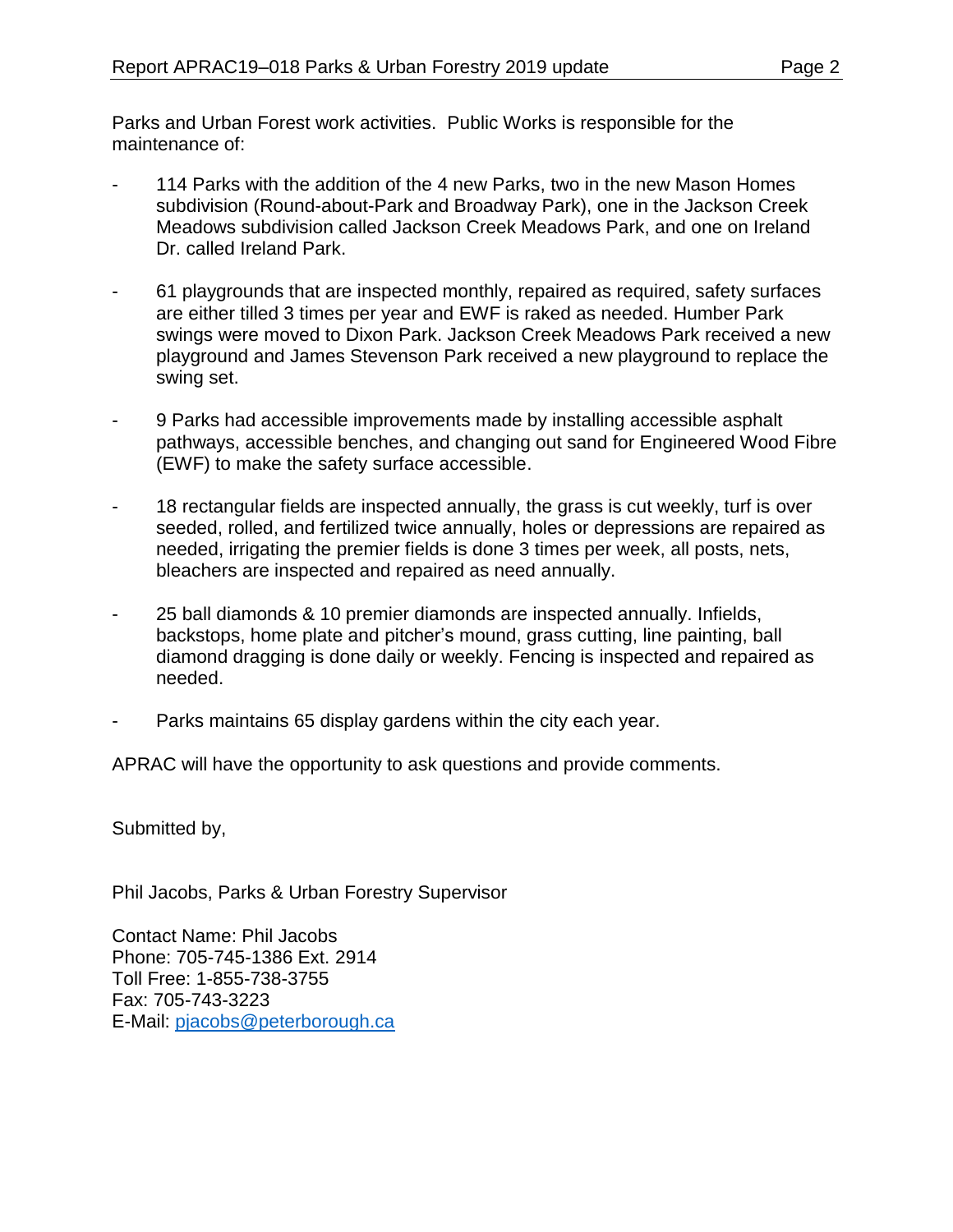Parks and Urban Forest work activities. Public Works is responsible for the maintenance of:

- 114 Parks with the addition of the 4 new Parks, two in the new Mason Homes subdivision (Round-about-Park and Broadway Park), one in the Jackson Creek Meadows subdivision called Jackson Creek Meadows Park, and one on Ireland Dr. called Ireland Park.

- 61 playgrounds that are inspected monthly, repaired as required, safety surfaces are either tilled 3 times per year and EWF is raked as needed. Humber Park swings were moved to Dixon Park. Jackson Creek Meadows Park received a new playground and James Stevenson Park received a new playground to replace the swing set.

- 9 Parks had accessible improvements made by installing accessible asphalt pathways, accessible benches, and changing out sand for Engineered Wood Fibre (EWF) to make the safety surface accessible.

- 18 rectangular fields are inspected annually, the grass is cut weekly, turf is over seeded, rolled, and fertilized twice annually, holes or depressions are repaired as needed, irrigating the premier fields is done 3 times per week, all posts, nets, bleachers are inspected and repaired as need annually.

- 25 ball diamonds & 10 premier diamonds are inspected annually. Infields, backstops, home plate and pitcher's mound, grass cutting, line painting, ball diamond dragging is done daily or weekly. Fencing is inspected and repaired as needed.

- Parks maintains 65 display gardens within the city each year.

APRAC will have the opportunity to ask questions and provide comments.

Submitted by,

Phil Jacobs, Parks & Urban Forestry Supervisor

Contact Name: Phil Jacobs
Phone: 705-745-1386 Ext. 2914
Toll Free: 1-855-738-3755
Fax: 705-743-3223
E-Mail: pjacobs@peterborough.ca